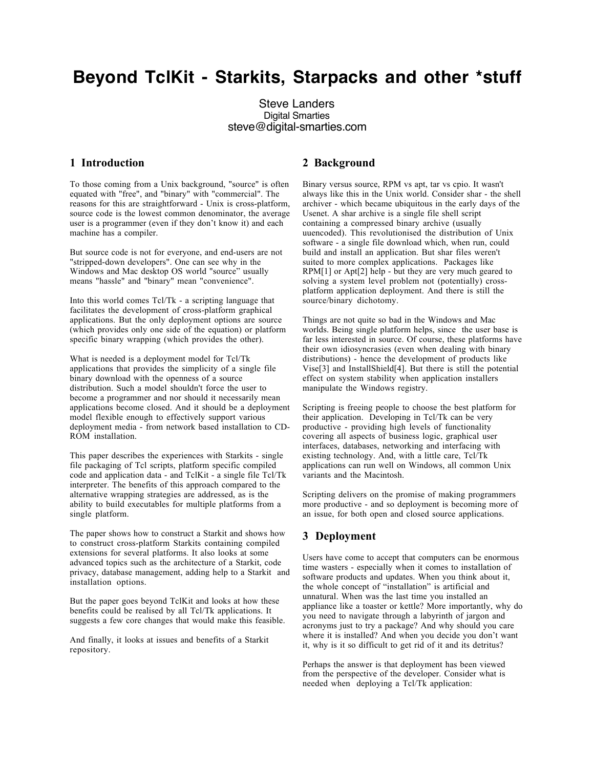# Beyond TclKit - Starkits, Starpacks and other *stuff

Steve Landers
Digital Smarties
steve@digital-smarties.com

## 1 Introduction

To those coming from a Unix background, "source" is often equated with "free", and "binary" with "commercial". The reasons for this are straightforward - Unix is cross-platform, source code is the lowest common denominator, the average user is a programmer (even if they don't know it) and each machine has a compiler.

But source code is not for everyone, and end-users are not "stripped-down developers". One can see why in the Windows and Mac desktop OS world "source" usually means "hassle" and "binary" mean "convenience".

Into this world comes Tcl/Tk - a scripting language that facilitates the development of cross-platform graphical applications. But the only deployment options are source (which provides only one side of the equation) or platform specific binary wrapping (which provides the other).

What is needed is a deployment model for Tcl/Tk applications that provides the simplicity of a single file binary download with the openness of a source distribution. Such a model shouldn't force the user to become a programmer and nor should it necessarily mean applications become closed. And it should be a deployment model flexible enough to effectively support various deployment media - from network based installation to CD-ROM installation.

This paper describes the experiences with Starkits - single file packaging of Tcl scripts, platform specific compiled code and application data - and TclKit - a single file Tcl/Tk interpreter. The benefits of this approach compared to the alternative wrapping strategies are addressed, as is the ability to build executables for multiple platforms from a single platform.

The paper shows how to construct a Starkit and shows how to construct cross-platform Starkits containing compiled extensions for several platforms. It also looks at some advanced topics such as the architecture of a Starkit, code privacy, database management, adding help to a Starkit and installation options.

But the paper goes beyond TclKit and looks at how these benefits could be realised by all Tcl/Tk applications. It suggests a few core changes that would make this feasible.

And finally, it looks at issues and benefits of a Starkit repository.

## 2 Background

Binary versus source, RPM vs apt, tar vs cpio. It wasn't always like this in the Unix world. Consider shar - the shell archiver - which became ubiquitous in the early days of the Usenet. A shar archive is a single file shell script containing a compressed binary archive (usually uuencoded). This revolutionised the distribution of Unix software - a single file download which, when run, could build and install an application. But shar files weren't suited to more complex applications. Packages like RPM[1] or Apt[2] help - but they are very much geared to solving a system level problem not (potentially) cross-platform application deployment. And there is still the source/binary dichotomy.

Things are not quite so bad in the Windows and Mac worlds. Being single platform helps, since the user base is far less interested in source. Of course, these platforms have their own idiosyncrasies (even when dealing with binary distributions) - hence the development of products like Vise[3] and InstallShield[4]. But there is still the potential effect on system stability when application installers manipulate the Windows registry.

Scripting is freeing people to choose the best platform for their application. Developing in Tcl/Tk can be very productive - providing high levels of functionality covering all aspects of business logic, graphical user interfaces, databases, networking and interfacing with existing technology. And, with a little care, Tcl/Tk applications can run well on Windows, all common Unix variants and the Macintosh.

Scripting delivers on the promise of making programmers more productive - and so deployment is becoming more of an issue, for both open and closed source applications.

## 3 Deployment

Users have come to accept that computers can be enormous time wasters - especially when it comes to installation of software products and updates. When you think about it, the whole concept of "installation" is artificial and unnatural. When was the last time you installed an appliance like a toaster or kettle? More importantly, why do you need to navigate through a labyrinth of jargon and acronyms just to try a package? And why should you care where it is installed? And when you decide you don't want it, why is it so difficult to get rid of it and its detritus?

Perhaps the answer is that deployment has been viewed from the perspective of the developer. Consider what is needed when deploying a Tcl/Tk application: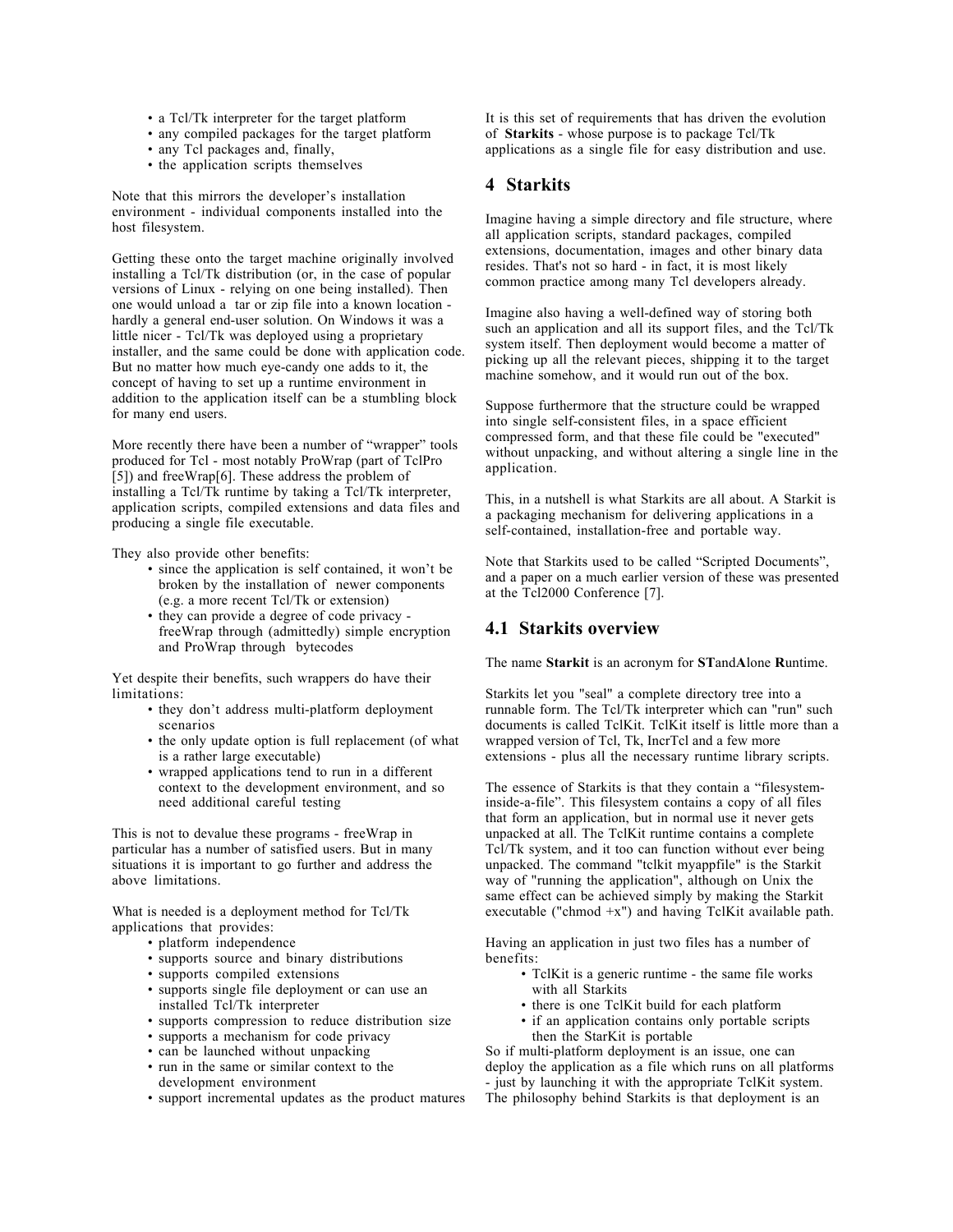- a Tcl/Tk interpreter for the target platform
- any compiled packages for the target platform
- any Tcl packages and, finally,
- the application scripts themselves

Note that this mirrors the developer's installation environment - individual components installed into the host filesystem.

Getting these onto the target machine originally involved installing a Tcl/Tk distribution (or, in the case of popular versions of Linux - relying on one being installed). Then one would unload a tar or zip file into a known location - hardly a general end-user solution. On Windows it was a little nicer - Tcl/Tk was deployed using a proprietary installer, and the same could be done with application code. But no matter how much eye-candy one adds to it, the concept of having to set up a runtime environment in addition to the application itself can be a stumbling block for many end users.

More recently there have been a number of "wrapper" tools produced for Tcl - most notably ProWrap (part of TclPro [5]) and freeWrap[6]. These address the problem of installing a Tcl/Tk runtime by taking a Tcl/Tk interpreter, application scripts, compiled extensions and data files and producing a single file executable.

They also provide other benefits:

- since the application is self contained, it won't be broken by the installation of newer components (e.g. a more recent Tcl/Tk or extension)
- they can provide a degree of code privacy - freeWrap through (admittedly) simple encryption and ProWrap through bytecodes

Yet despite their benefits, such wrappers do have their limitations:

- they don't address multi-platform deployment scenarios
- the only update option is full replacement (of what is a rather large executable)
- wrapped applications tend to run in a different context to the development environment, and so need additional careful testing

This is not to devalue these programs - freeWrap in particular has a number of satisfied users. But in many situations it is important to go further and address the above limitations.

What is needed is a deployment method for Tcl/Tk applications that provides:

- platform independence
- supports source and binary distributions
- supports compiled extensions
- supports single file deployment or can use an installed Tcl/Tk interpreter
- supports compression to reduce distribution size
- supports a mechanism for code privacy
- can be launched without unpacking
- run in the same or similar context to the development environment
- support incremental updates as the product matures

It is this set of requirements that has driven the evolution of **Starkits** - whose purpose is to package Tcl/Tk applications as a single file for easy distribution and use.

# 4 Starkits

Imagine having a simple directory and file structure, where all application scripts, standard packages, compiled extensions, documentation, images and other binary data resides. That's not so hard - in fact, it is most likely common practice among many Tcl developers already.

Imagine also having a well-defined way of storing both such an application and all its support files, and the Tcl/Tk system itself. Then deployment would become a matter of picking up all the relevant pieces, shipping it to the target machine somehow, and it would run out of the box.

Suppose furthermore that the structure could be wrapped into single self-consistent files, in a space efficient compressed form, and that these file could be "executed" without unpacking, and without altering a single line in the application.

This, in a nutshell is what Starkits are all about. A Starkit is a packaging mechanism for delivering applications in a self-contained, installation-free and portable way.

Note that Starkits used to be called "Scripted Documents", and a paper on a much earlier version of these was presented at the Tcl2000 Conference [7].

## 4.1 Starkits overview

The name **Starkit** is an acronym for **ST**and**A**lone **R**untime.

Starkits let you "seal" a complete directory tree into a runnable form. The Tcl/Tk interpreter which can "run" such documents is called TclKit. TclKit itself is little more than a wrapped version of Tcl, Tk, IncrTcl and a few more extensions - plus all the necessary runtime library scripts.

The essence of Starkits is that they contain a "filesystem-inside-a-file". This filesystem contains a copy of all files that form an application, but in normal use it never gets unpacked at all. The TclKit runtime contains a complete Tcl/Tk system, and it too can function without ever being unpacked. The command "tclkit myappfile" is the Starkit way of "running the application", although on Unix the same effect can be achieved simply by making the Starkit executable ("chmod +x") and having TclKit available path.

Having an application in just two files has a number of benefits:

- TclKit is a generic runtime - the same file works with all Starkits
- there is one TclKit build for each platform
- if an application contains only portable scripts then the StarKit is portable

So if multi-platform deployment is an issue, one can deploy the application as a file which runs on all platforms - just by launching it with the appropriate TclKit system. The philosophy behind Starkits is that deployment is an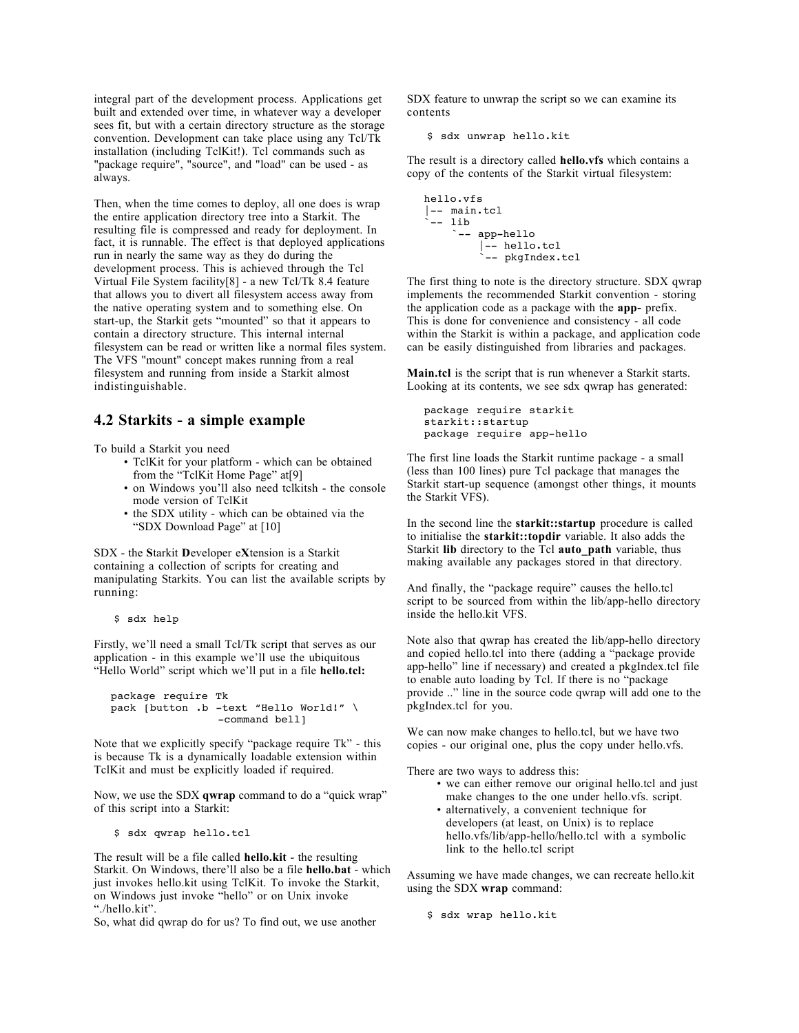integral part of the development process. Applications get built and extended over time, in whatever way a developer sees fit, but with a certain directory structure as the storage convention. Development can take place using any Tcl/Tk installation (including TclKit!). Tcl commands such as "package require", "source", and "load" can be used - as always.

Then, when the time comes to deploy, all one does is wrap the entire application directory tree into a Starkit. The resulting file is compressed and ready for deployment. In fact, it is runnable. The effect is that deployed applications run in nearly the same way as they do during the development process. This is achieved through the Tcl Virtual File System facility[8] - a new Tcl/Tk 8.4 feature that allows you to divert all filesystem access away from the native operating system and to something else. On start-up, the Starkit gets "mounted" so that it appears to contain a directory structure. This internal internal filesystem can be read or written like a normal files system. The VFS "mount" concept makes running from a real filesystem and running from inside a Starkit almost indistinguishable.

## 4.2 Starkits - a simple example

To build a Starkit you need

- TclKit for your platform - which can be obtained from the "TclKit Home Page" at[9]
- on Windows you'll also need tclkitsh - the console mode version of TclKit
- the SDX utility - which can be obtained via the "SDX Download Page" at [10]

SDX - the **S**tarkit **D**eveloper e**X**tension is a Starkit containing a collection of scripts for creating and manipulating Starkits. You can list the available scripts by running:

```
$ sdx help
```

Firstly, we'll need a small Tcl/Tk script that serves as our application - in this example we'll use the ubiquitous "Hello World" script which we'll put in a file **hello.tcl:**

```
package require Tk
pack [button .b -text "Hello World!" \
                -command bell]
```

Note that we explicitly specify "package require Tk" - this is because Tk is a dynamically loadable extension within TclKit and must be explicitly loaded if required.

Now, we use the SDX **qwrap** command to do a "quick wrap" of this script into a Starkit:

```
$ sdx qwrap hello.tcl
```

The result will be a file called **hello.kit** - the resulting Starkit. On Windows, there'll also be a file **hello.bat** - which just invokes hello.kit using TclKit. To invoke the Starkit, on Windows just invoke "hello" or on Unix invoke "./hello.kit".

So, what did qwrap do for us? To find out, we use another SDX feature to unwrap the script so we can examine its contents

```
$ sdx unwrap hello.kit
```

The result is a directory called **hello.vfs** which contains a copy of the contents of the Starkit virtual filesystem:

```
hello.vfs
|-- main.tcl
`-- lib
    `-- app-hello
        |-- hello.tcl
        `-- pkgIndex.tcl
```

The first thing to note is the directory structure. SDX qwrap implements the recommended Starkit convention - storing the application code as a package with the **app-** prefix. This is done for convenience and consistency - all code within the Starkit is within a package, and application code can be easily distinguished from libraries and packages.

**Main.tcl** is the script that is run whenever a Starkit starts. Looking at its contents, we see sdx qwrap has generated:

```
package require starkit
starkit::startup
package require app-hello
```

The first line loads the Starkit runtime package - a small (less than 100 lines) pure Tcl package that manages the Starkit start-up sequence (amongst other things, it mounts the Starkit VFS).

In the second line the **starkit::startup** procedure is called to initialise the **starkit::topdir** variable. It also adds the Starkit **lib** directory to the Tcl **auto_path** variable, thus making available any packages stored in that directory.

And finally, the "package require" causes the hello.tcl script to be sourced from within the lib/app-hello directory inside the hello.kit VFS.

Note also that qwrap has created the lib/app-hello directory and copied hello.tcl into there (adding a "package provide app-hello" line if necessary) and created a pkgIndex.tcl file to enable auto loading by Tcl. If there is no "package provide .." line in the source code qwrap will add one to the pkgIndex.tcl for you.

We can now make changes to hello.tcl, but we have two copies - our original one, plus the copy under hello.vfs.

There are two ways to address this:

- we can either remove our original hello.tcl and just make changes to the one under hello.vfs. script.
- alternatively, a convenient technique for developers (at least, on Unix) is to replace hello.vfs/lib/app-hello/hello.tcl with a symbolic link to the hello.tcl script

Assuming we have made changes, we can recreate hello.kit using the SDX **wrap** command:

```
$ sdx wrap hello.kit
```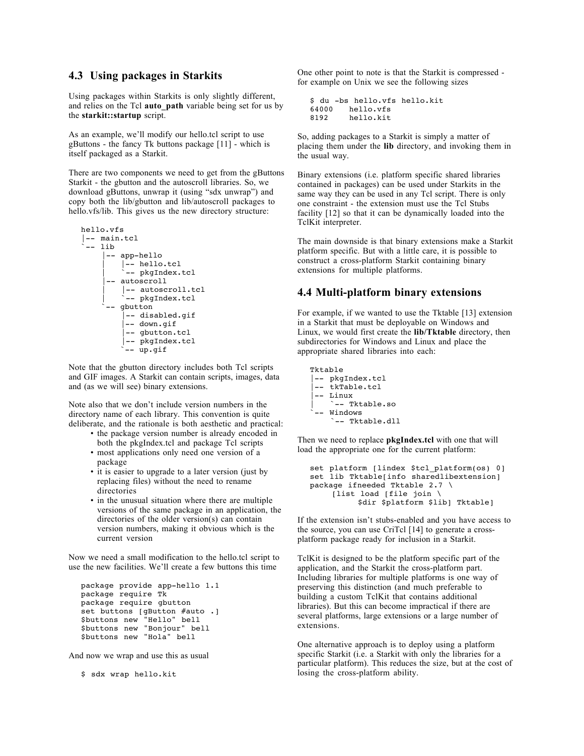## 4.3 Using packages in Starkits

Using packages within Starkits is only slightly different, and relies on the Tcl **auto_path** variable being set for us by the **starkit::startup** script.

As an example, we'll modify our hello.tcl script to use gButtons - the fancy Tk buttons package [11] - which is itself packaged as a Starkit.

There are two components we need to get from the gButtons Starkit - the gbutton and the autoscroll libraries. So, we download gButtons, unwrap it (using "sdx unwrap") and copy both the lib/gbutton and lib/autoscroll packages to hello.vfs/lib. This gives us the new directory structure:

```
hello.vfs
|-- main.tcl
`-- lib
     |-- app-hello
     |    |-- hello.tcl
     |    `-- pkgIndex.tcl
     |-- autoscroll
     |    |-- autoscroll.tcl
     |    `-- pkgIndex.tcl
     `-- gbutton
          |-- disabled.gif
          |-- down.gif
          |-- gbutton.tcl
          |-- pkgIndex.tcl
          `-- up.gif
```

Note that the gbutton directory includes both Tcl scripts and GIF images. A Starkit can contain scripts, images, data and (as we will see) binary extensions.

Note also that we don't include version numbers in the directory name of each library. This convention is quite deliberate, and the rationale is both aesthetic and practical:

- the package version number is already encoded in both the pkgIndex.tcl and package Tcl scripts
- most applications only need one version of a package
- it is easier to upgrade to a later version (just by replacing files) without the need to rename directories
- in the unusual situation where there are multiple versions of the same package in an application, the directories of the older version(s) can contain version numbers, making it obvious which is the current version

Now we need a small modification to the hello.tcl script to use the new facilities. We'll create a few buttons this time

```
package provide app-hello 1.1
package require Tk
package require gbutton
set buttons [gButton #auto .]
$buttons new "Hello" bell
$buttons new "Bonjour" bell
$buttons new "Hola" bell
```

And now we wrap and use this as usual

```
$ sdx wrap hello.kit
```

One other point to note is that the Starkit is compressed - for example on Unix we see the following sizes

```
$ du -bs hello.vfs hello.kit
64000    hello.vfs
8192     hello.kit
```

So, adding packages to a Starkit is simply a matter of placing them under the **lib** directory, and invoking them in the usual way.

Binary extensions (i.e. platform specific shared libraries contained in packages) can be used under Starkits in the same way they can be used in any Tcl script. There is only one constraint - the extension must use the Tcl Stubs facility [12] so that it can be dynamically loaded into the TclKit interpreter.

The main downside is that binary extensions make a Starkit platform specific. But with a little care, it is possible to construct a cross-platform Starkit containing binary extensions for multiple platforms.

## 4.4 Multi-platform binary extensions

For example, if we wanted to use the Tktable [13] extension in a Starkit that must be deployable on Windows and Linux, we would first create the **lib/Tktable** directory, then subdirectories for Windows and Linux and place the appropriate shared libraries into each:

```
Tktable
|-- pkgIndex.tcl
|-- tkTable.tcl
|-- Linux
|    `-- Tktable.so
`-- Windows
     `-- Tktable.dll
```

Then we need to replace **pkgIndex.tcl** with one that will load the appropriate one for the current platform:

```
set platform [lindex $tcl_platform(os) 0]
set lib Tktable[info sharedlibextension]
package ifneeded Tktable 2.7 \
     [list load [file join \
          $dir $platform $lib] Tktable]
```

If the extension isn't stubs-enabled and you have access to the source, you can use CriTcl [14] to generate a cross-platform package ready for inclusion in a Starkit.

TclKit is designed to be the platform specific part of the application, and the Starkit the cross-platform part. Including libraries for multiple platforms is one way of preserving this distinction (and much preferable to building a custom TclKit that contains additional libraries). But this can become impractical if there are several platforms, large extensions or a large number of extensions.

One alternative approach is to deploy using a platform specific Starkit (i.e. a Starkit with only the libraries for a particular platform). This reduces the size, but at the cost of losing the cross-platform ability.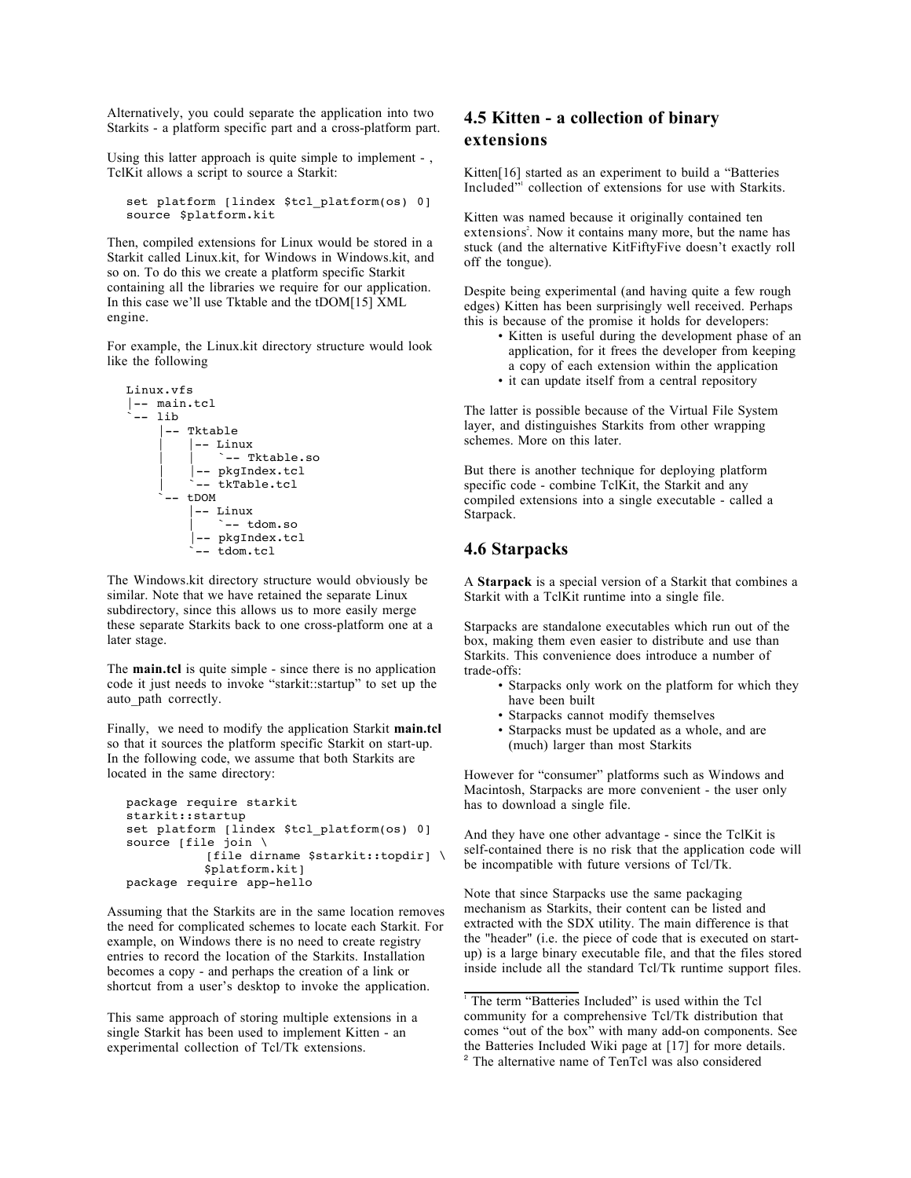Alternatively, you could separate the application into two Starkits - a platform specific part and a cross-platform part.

Using this latter approach is quite simple to implement - , TclKit allows a script to source a Starkit:

```
set platform [lindex $tcl_platform(os) 0]
source $platform.kit
```

Then, compiled extensions for Linux would be stored in a Starkit called Linux.kit, for Windows in Windows.kit, and so on. To do this we create a platform specific Starkit containing all the libraries we require for our application. In this case we'll use Tktable and the tDOM[15] XML engine.

For example, the Linux.kit directory structure would look like the following

```
Linux.vfs
|-- main.tcl
`-- lib
    |-- Tktable
    |   |-- Linux
    |   |   `-- Tktable.so
    |   |-- pkgIndex.tcl
    |   `-- tkTable.tcl
    `-- tDOM
        |-- Linux
        |   `-- tdom.so
        |-- pkgIndex.tcl
        `-- tdom.tcl
```

The Windows.kit directory structure would obviously be similar. Note that we have retained the separate Linux subdirectory, since this allows us to more easily merge these separate Starkits back to one cross-platform one at a later stage.

The **main.tcl** is quite simple - since there is no application code it just needs to invoke "starkit::startup" to set up the auto_path correctly.

Finally, we need to modify the application Starkit **main.tcl** so that it sources the platform specific Starkit on start-up. In the following code, we assume that both Starkits are located in the same directory:

```
package require starkit
starkit::startup
set platform [lindex $tcl_platform(os) 0]
source [file join \
          [file dirname $starkit::topdir] \
          $platform.kit]
package require app-hello
```

Assuming that the Starkits are in the same location removes the need for complicated schemes to locate each Starkit. For example, on Windows there is no need to create registry entries to record the location of the Starkits. Installation becomes a copy - and perhaps the creation of a link or shortcut from a user's desktop to invoke the application.

This same approach of storing multiple extensions in a single Starkit has been used to implement Kitten - an experimental collection of Tcl/Tk extensions.

## 4.5 Kitten - a collection of binary extensions

Kitten[16] started as an experiment to build a "Batteries Included"[1] collection of extensions for use with Starkits.

Kitten was named because it originally contained ten extensions[2]. Now it contains many more, but the name has stuck (and the alternative KitFiftyFive doesn't exactly roll off the tongue).

Despite being experimental (and having quite a few rough edges) Kitten has been surprisingly well received. Perhaps this is because of the promise it holds for developers:

- Kitten is useful during the development phase of an application, for it frees the developer from keeping a copy of each extension within the application
- it can update itself from a central repository

The latter is possible because of the Virtual File System layer, and distinguishes Starkits from other wrapping schemes. More on this later.

But there is another technique for deploying platform specific code - combine TclKit, the Starkit and any compiled extensions into a single executable - called a Starpack.

## 4.6 Starpacks

A **Starpack** is a special version of a Starkit that combines a Starkit with a TclKit runtime into a single file.

Starpacks are standalone executables which run out of the box, making them even easier to distribute and use than Starkits. This convenience does introduce a number of trade-offs:

- Starpacks only work on the platform for which they have been built
- Starpacks cannot modify themselves
- Starpacks must be updated as a whole, and are (much) larger than most Starkits

However for "consumer" platforms such as Windows and Macintosh, Starpacks are more convenient - the user only has to download a single file.

And they have one other advantage - since the TclKit is self-contained there is no risk that the application code will be incompatible with future versions of Tcl/Tk.

Note that since Starpacks use the same packaging mechanism as Starkits, their content can be listed and extracted with the SDX utility. The main difference is that the "header" (i.e. the piece of code that is executed on start-up) is a large binary executable file, and that the files stored inside include all the standard Tcl/Tk runtime support files.

---

[1] The term "Batteries Included" is used within the Tcl community for a comprehensive Tcl/Tk distribution that comes "out of the box" with many add-on components. See the Batteries Included Wiki page at [17] for more details.

[2] The alternative name of TenTcl was also considered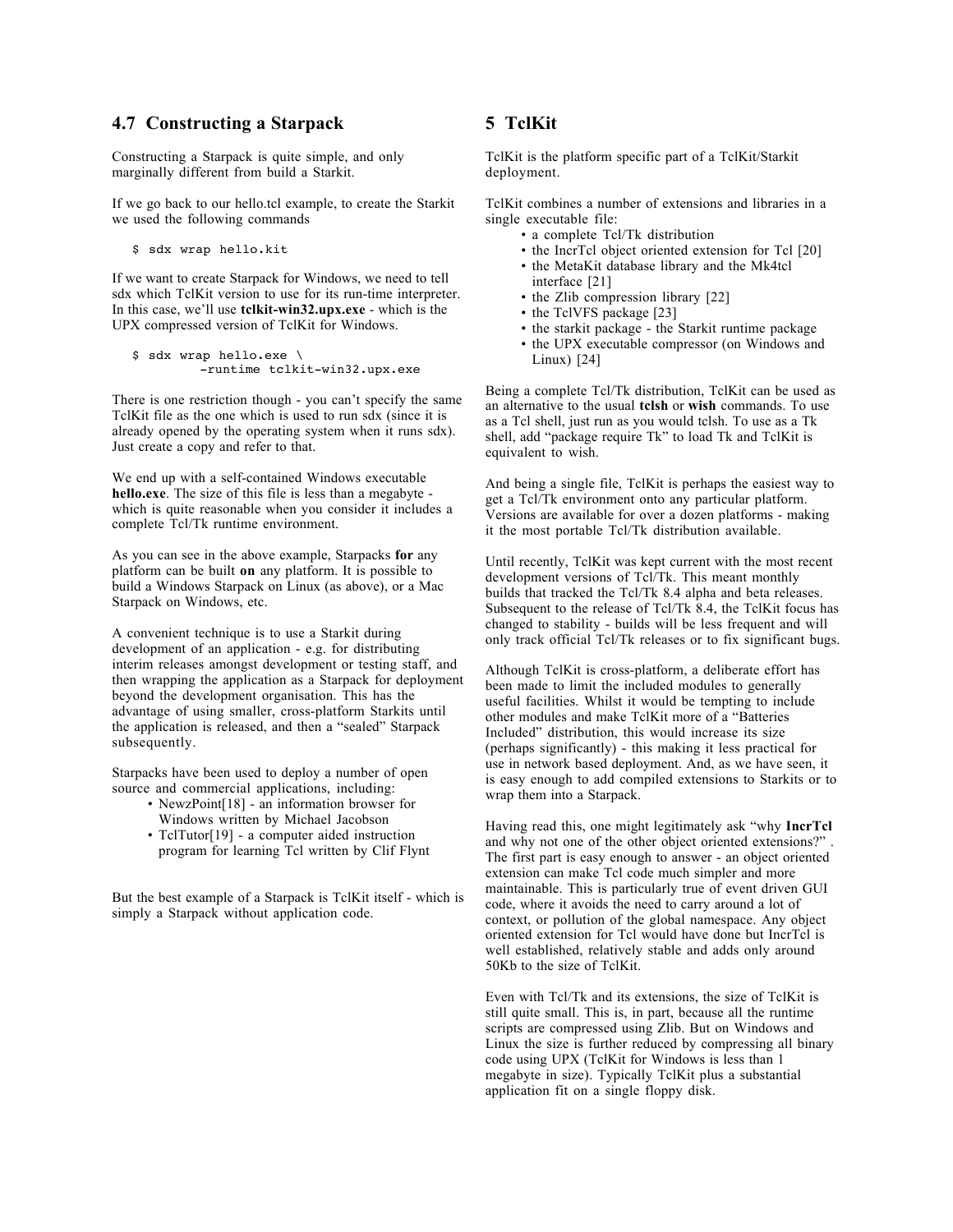## 4.7 Constructing a Starpack

Constructing a Starpack is quite simple, and only marginally different from build a Starkit.

If we go back to our hello.tcl example, to create the Starkit we used the following commands

```
$ sdx wrap hello.kit
```

If we want to create Starpack for Windows, we need to tell sdx which TclKit version to use for its run-time interpreter. In this case, we'll use **tclkit-win32.upx.exe** - which is the UPX compressed version of TclKit for Windows.

```
$ sdx wrap hello.exe \
        -runtime tclkit-win32.upx.exe
```

There is one restriction though - you can't specify the same TclKit file as the one which is used to run sdx (since it is already opened by the operating system when it runs sdx). Just create a copy and refer to that.

We end up with a self-contained Windows executable **hello.exe**. The size of this file is less than a megabyte - which is quite reasonable when you consider it includes a complete Tcl/Tk runtime environment.

As you can see in the above example, Starpacks **for** any platform can be built **on** any platform. It is possible to build a Windows Starpack on Linux (as above), or a Mac Starpack on Windows, etc.

A convenient technique is to use a Starkit during development of an application - e.g. for distributing interim releases amongst development or testing staff, and then wrapping the application as a Starpack for deployment beyond the development organisation. This has the advantage of using smaller, cross-platform Starkits until the application is released, and then a "sealed" Starpack subsequently.

Starpacks have been used to deploy a number of open source and commercial applications, including:

- NewzPoint[18] - an information browser for Windows written by Michael Jacobson
- TclTutor[19] - a computer aided instruction program for learning Tcl written by Clif Flynt

But the best example of a Starpack is TclKit itself - which is simply a Starpack without application code.

# 5 TclKit

TclKit is the platform specific part of a TclKit/Starkit deployment.

TclKit combines a number of extensions and libraries in a single executable file:

- a complete Tcl/Tk distribution
- the IncrTcl object oriented extension for Tcl [20]
- the MetaKit database library and the Mk4tcl interface [21]
- the Zlib compression library [22]
- the TclVFS package [23]
- the starkit package - the Starkit runtime package
- the UPX executable compressor (on Windows and Linux) [24]

Being a complete Tcl/Tk distribution, TclKit can be used as an alternative to the usual **tclsh** or **wish** commands. To use as a Tcl shell, just run as you would tclsh. To use as a Tk shell, add "package require Tk" to load Tk and TclKit is equivalent to wish.

And being a single file, TclKit is perhaps the easiest way to get a Tcl/Tk environment onto any particular platform. Versions are available for over a dozen platforms - making it the most portable Tcl/Tk distribution available.

Until recently, TclKit was kept current with the most recent development versions of Tcl/Tk. This meant monthly builds that tracked the Tcl/Tk 8.4 alpha and beta releases. Subsequent to the release of Tcl/Tk 8.4, the TclKit focus has changed to stability - builds will be less frequent and will only track official Tcl/Tk releases or to fix significant bugs.

Although TclKit is cross-platform, a deliberate effort has been made to limit the included modules to generally useful facilities. Whilst it would be tempting to include other modules and make TclKit more of a "Batteries Included" distribution, this would increase its size (perhaps significantly) - this making it less practical for use in network based deployment. And, as we have seen, it is easy enough to add compiled extensions to Starkits or to wrap them into a Starpack.

Having read this, one might legitimately ask "why **IncrTcl** and why not one of the other object oriented extensions?" . The first part is easy enough to answer - an object oriented extension can make Tcl code much simpler and more maintainable. This is particularly true of event driven GUI code, where it avoids the need to carry around a lot of context, or pollution of the global namespace. Any object oriented extension for Tcl would have done but IncrTcl is well established, relatively stable and adds only around 50Kb to the size of TclKit.

Even with Tcl/Tk and its extensions, the size of TclKit is still quite small. This is, in part, because all the runtime scripts are compressed using Zlib. But on Windows and Linux the size is further reduced by compressing all binary code using UPX (TclKit for Windows is less than 1 megabyte in size). Typically TclKit plus a substantial application fit on a single floppy disk.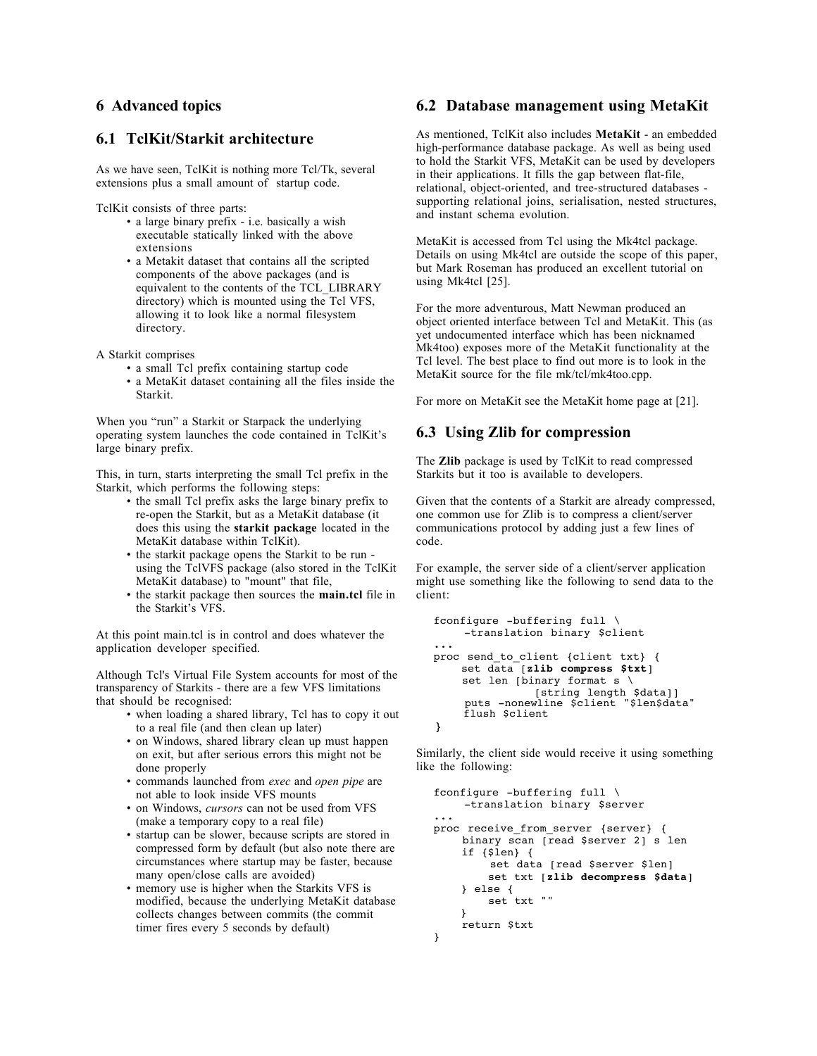# 6 Advanced topics

## 6.1 TclKit/Starkit architecture

As we have seen, TclKit is nothing more Tcl/Tk, several extensions plus a small amount of startup code.

TclKit consists of three parts:

- a large binary prefix - i.e. basically a wish executable statically linked with the above extensions
- a Metakit dataset that contains all the scripted components of the above packages (and is equivalent to the contents of the TCL_LIBRARY directory) which is mounted using the Tcl VFS, allowing it to look like a normal filesystem directory.

A Starkit comprises

- a small Tcl prefix containing startup code
- a MetaKit dataset containing all the files inside the Starkit.

When you "run" a Starkit or Starpack the underlying operating system launches the code contained in TclKit's large binary prefix.

This, in turn, starts interpreting the small Tcl prefix in the Starkit, which performs the following steps:

- the small Tcl prefix asks the large binary prefix to re-open the Starkit, but as a MetaKit database (it does this using the **starkit package** located in the MetaKit database within TclKit).
- the starkit package opens the Starkit to be run - using the TclVFS package (also stored in the TclKit MetaKit database) to "mount" that file,
- the starkit package then sources the **main.tcl** file in the Starkit's VFS.

At this point main.tcl is in control and does whatever the application developer specified.

Although Tcl's Virtual File System accounts for most of the transparency of Starkits - there are a few VFS limitations that should be recognised:

- when loading a shared library, Tcl has to copy it out to a real file (and then clean up later)
- on Windows, shared library clean up must happen on exit, but after serious errors this might not be done properly
- commands launched from *exec* and *open pipe* are not able to look inside VFS mounts
- on Windows, *cursors* can not be used from VFS (make a temporary copy to a real file)
- startup can be slower, because scripts are stored in compressed form by default (but also note there are circumstances where startup may be faster, because many open/close calls are avoided)
- memory use is higher when the Starkits VFS is modified, because the underlying MetaKit database collects changes between commits (the commit timer fires every 5 seconds by default)

## 6.2 Database management using MetaKit

As mentioned, TclKit also includes **MetaKit** - an embedded high-performance database package. As well as being used to hold the Starkit VFS, MetaKit can be used by developers in their applications. It fills the gap between flat-file, relational, object-oriented, and tree-structured databases - supporting relational joins, serialisation, nested structures, and instant schema evolution.

MetaKit is accessed from Tcl using the Mk4tcl package. Details on using Mk4tcl are outside the scope of this paper, but Mark Roseman has produced an excellent tutorial on using Mk4tcl [25].

For the more adventurous, Matt Newman produced an object oriented interface between Tcl and MetaKit. This (as yet undocumented interface which has been nicknamed Mk4too) exposes more of the MetaKit functionality at the Tcl level. The best place to find out more is to look in the MetaKit source for the file mk/tcl/mk4too.cpp.

For more on MetaKit see the MetaKit home page at [21].

## 6.3 Using Zlib for compression

The **Zlib** package is used by TclKit to read compressed Starkits but it too is available to developers.

Given that the contents of a Starkit are already compressed, one common use for Zlib is to compress a client/server communications protocol by adding just a few lines of code.

For example, the server side of a client/server application might use something like the following to send data to the client:

```
fconfigure -buffering full \
    -translation binary $client
...
proc send_to_client {client txt} {
    set data [zlib compress $txt]
    set len [binary format s \
                [string length $data]]
    puts -nonewline $client "$len$data"
    flush $client
}
```

Similarly, the client side would receive it using something like the following:

```
fconfigure -buffering full \
    -translation binary $server
...
proc receive_from_server {server} {
    binary scan [read $server 2] s len
    if {$len} {
        set data [read $server $len]
        set txt [zlib decompress $data]
    } else {
        set txt ""
    }
    return $txt
}
```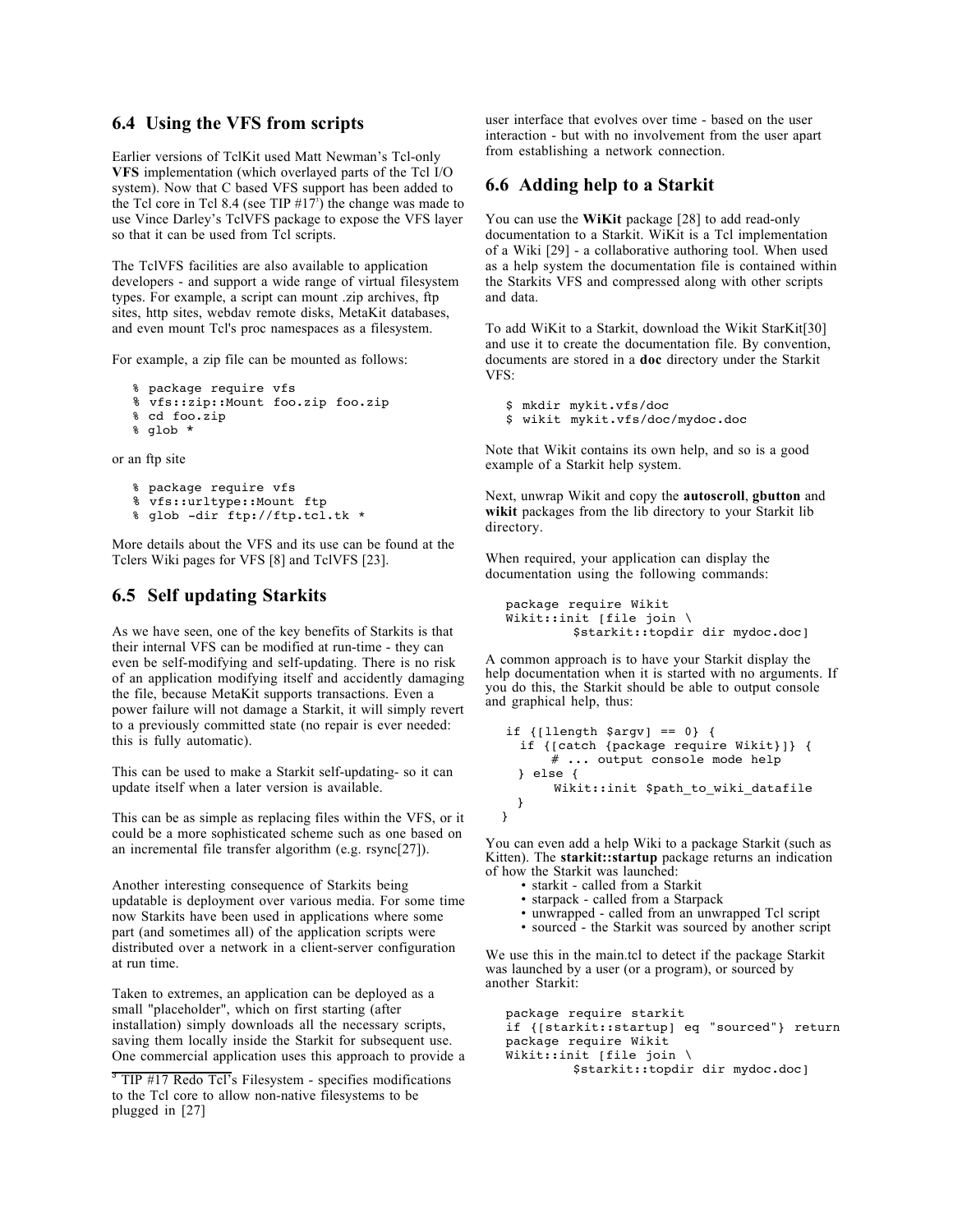## 6.4 Using the VFS from scripts

Earlier versions of TclKit used Matt Newman's Tcl-only **VFS** implementation (which overlayed parts of the Tcl I/O system). Now that C based VFS support has been added to the Tcl core in Tcl 8.4 (see TIP #17[3]) the change was made to use Vince Darley's TclVFS package to expose the VFS layer so that it can be used from Tcl scripts.

The TclVFS facilities are also available to application developers - and support a wide range of virtual filesystem types. For example, a script can mount .zip archives, ftp sites, http sites, webdav remote disks, MetaKit databases, and even mount Tcl's proc namespaces as a filesystem.

For example, a zip file can be mounted as follows:

```
% package require vfs
% vfs::zip::Mount foo.zip foo.zip
% cd foo.zip
% glob *
```

or an ftp site

```
% package require vfs
% vfs::urltype::Mount ftp
% glob -dir ftp://ftp.tcl.tk *
```

More details about the VFS and its use can be found at the Tclers Wiki pages for VFS [8] and TclVFS [23].

## 6.5 Self updating Starkits

As we have seen, one of the key benefits of Starkits is that their internal VFS can be modified at run-time - they can even be self-modifying and self-updating. There is no risk of an application modifying itself and accidently damaging the file, because MetaKit supports transactions. Even a power failure will not damage a Starkit, it will simply revert to a previously committed state (no repair is ever needed: this is fully automatic).

This can be used to make a Starkit self-updating- so it can update itself when a later version is available.

This can be as simple as replacing files within the VFS, or it could be a more sophisticated scheme such as one based on an incremental file transfer algorithm (e.g. rsync[27]).

Another interesting consequence of Starkits being updatable is deployment over various media. For some time now Starkits have been used in applications where some part (and sometimes all) of the application scripts were distributed over a network in a client-server configuration at run time.

Taken to extremes, an application can be deployed as a small "placeholder", which on first starting (after installation) simply downloads all the necessary scripts, saving them locally inside the Starkit for subsequent use. One commercial application uses this approach to provide a user interface that evolves over time - based on the user interaction - but with no involvement from the user apart from establishing a network connection.

[3] TIP #17 Redo Tcl's Filesystem - specifies modifications to the Tcl core to allow non-native filesystems to be plugged in [27]

## 6.6 Adding help to a Starkit

You can use the **WiKit** package [28] to add read-only documentation to a Starkit. WiKit is a Tcl implementation of a Wiki [29] - a collaborative authoring tool. When used as a help system the documentation file is contained within the Starkits VFS and compressed along with other scripts and data.

To add WiKit to a Starkit, download the Wikit StarKit[30] and use it to create the documentation file. By convention, documents are stored in a **doc** directory under the Starkit VFS:

```
$ mkdir mykit.vfs/doc
$ wikit mykit.vfs/doc/mydoc.doc
```

Note that Wikit contains its own help, and so is a good example of a Starkit help system.

Next, unwrap Wikit and copy the **autoscroll**, **gbutton** and **wikit** packages from the lib directory to your Starkit lib directory.

When required, your application can display the documentation using the following commands:

```
package require Wikit
Wikit::init [file join \
        $starkit::topdir dir mydoc.doc]
```

A common approach is to have your Starkit display the help documentation when it is started with no arguments. If you do this, the Starkit should be able to output console and graphical help, thus:

```
if {[llength $argv] == 0} {
  if {[catch {package require Wikit}]} {
      # ... output console mode help
  } else {
      Wikit::init $path_to_wiki_datafile
  }
}
```

You can even add a help Wiki to a package Starkit (such as Kitten). The **starkit::startup** package returns an indication of how the Starkit was launched:

- starkit - called from a Starkit
- starpack - called from a Starpack
- unwrapped - called from an unwrapped Tcl script
- sourced - the Starkit was sourced by another script

We use this in the main.tcl to detect if the package Starkit was launched by a user (or a program), or sourced by another Starkit:

```
package require starkit
if {[starkit::startup] eq "sourced"} return
package require Wikit
Wikit::init [file join \
        $starkit::topdir dir mydoc.doc]
```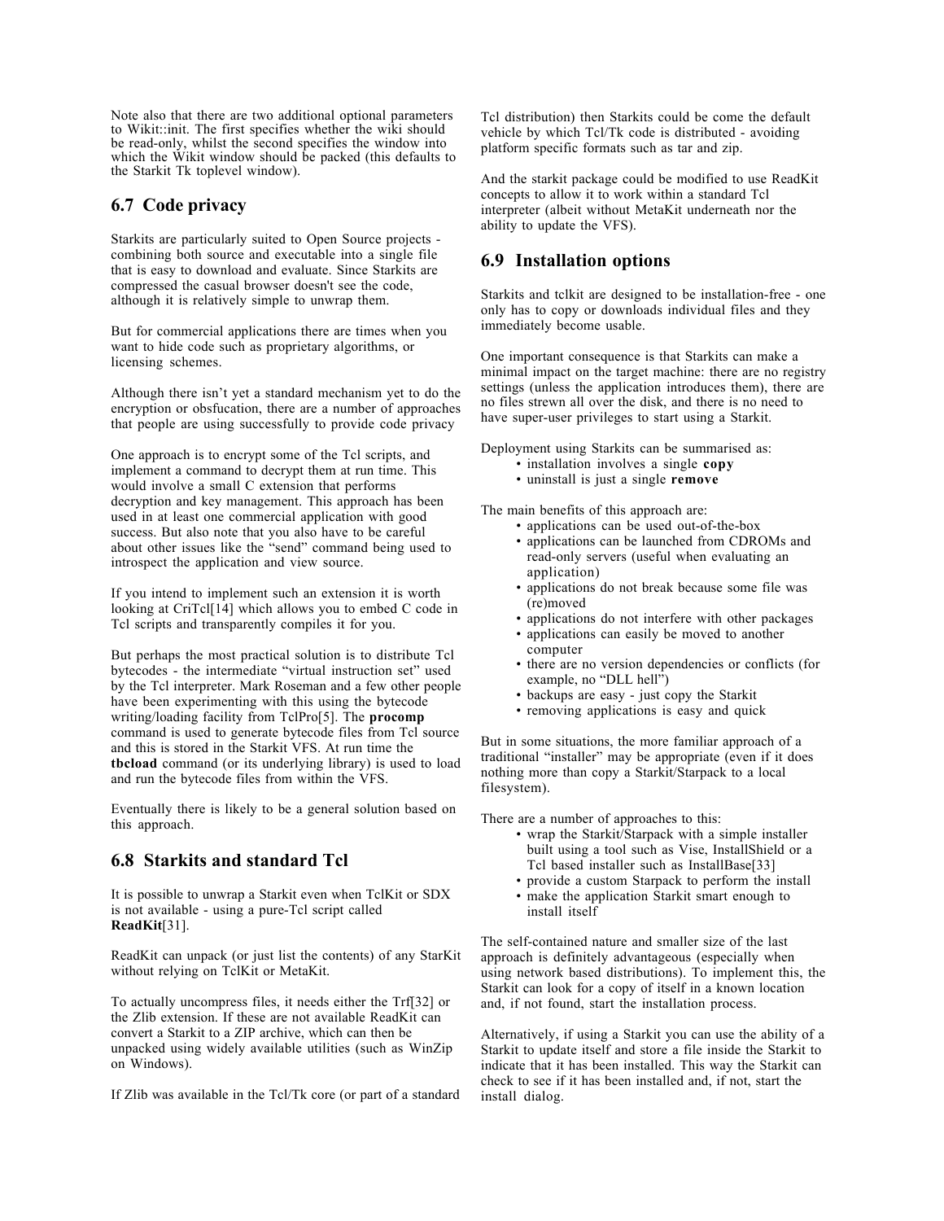Note also that there are two additional optional parameters to Wikit::init. The first specifies whether the wiki should be read-only, whilst the second specifies the window into which the Wikit window should be packed (this defaults to the Starkit Tk toplevel window).

## 6.7 Code privacy

Starkits are particularly suited to Open Source projects - combining both source and executable into a single file that is easy to download and evaluate. Since Starkits are compressed the casual browser doesn't see the code, although it is relatively simple to unwrap them.

But for commercial applications there are times when you want to hide code such as proprietary algorithms, or licensing schemes.

Although there isn't yet a standard mechanism yet to do the encryption or obsfucation, there are a number of approaches that people are using successfully to provide code privacy

One approach is to encrypt some of the Tcl scripts, and implement a command to decrypt them at run time. This would involve a small C extension that performs decryption and key management. This approach has been used in at least one commercial application with good success. But also note that you also have to be careful about other issues like the "send" command being used to introspect the application and view source.

If you intend to implement such an extension it is worth looking at CriTcl[14] which allows you to embed C code in Tcl scripts and transparently compiles it for you.

But perhaps the most practical solution is to distribute Tcl bytecodes - the intermediate "virtual instruction set" used by the Tcl interpreter. Mark Roseman and a few other people have been experimenting with this using the bytecode writing/loading facility from TclPro[5]. The **procomp** command is used to generate bytecode files from Tcl source and this is stored in the Starkit VFS. At run time the **tbcload** command (or its underlying library) is used to load and run the bytecode files from within the VFS.

Eventually there is likely to be a general solution based on this approach.

## 6.8 Starkits and standard Tcl

It is possible to unwrap a Starkit even when TclKit or SDX is not available - using a pure-Tcl script called **ReadKit**[31].

ReadKit can unpack (or just list the contents) of any StarKit without relying on TclKit or MetaKit.

To actually uncompress files, it needs either the Trf[32] or the Zlib extension. If these are not available ReadKit can convert a Starkit to a ZIP archive, which can then be unpacked using widely available utilities (such as WinZip on Windows).

If Zlib was available in the Tcl/Tk core (or part of a standard Tcl distribution) then Starkits could be come the default vehicle by which Tcl/Tk code is distributed - avoiding platform specific formats such as tar and zip.

And the starkit package could be modified to use ReadKit concepts to allow it to work within a standard Tcl interpreter (albeit without MetaKit underneath nor the ability to update the VFS).

## 6.9 Installation options

Starkits and tclkit are designed to be installation-free - one only has to copy or downloads individual files and they immediately become usable.

One important consequence is that Starkits can make a minimal impact on the target machine: there are no registry settings (unless the application introduces them), there are no files strewn all over the disk, and there is no need to have super-user privileges to start using a Starkit.

Deployment using Starkits can be summarised as:

- installation involves a single **copy**
- uninstall is just a single **remove**

The main benefits of this approach are:

- applications can be used out-of-the-box
- applications can be launched from CDROMs and read-only servers (useful when evaluating an application)
- applications do not break because some file was (re)moved
- applications do not interfere with other packages
- applications can easily be moved to another computer
- there are no version dependencies or conflicts (for example, no "DLL hell")
- backups are easy - just copy the Starkit
- removing applications is easy and quick

But in some situations, the more familiar approach of a traditional "installer" may be appropriate (even if it does nothing more than copy a Starkit/Starpack to a local filesystem).

There are a number of approaches to this:

- wrap the Starkit/Starpack with a simple installer built using a tool such as Vise, InstallShield or a Tcl based installer such as InstallBase[33]
- provide a custom Starpack to perform the install
- make the application Starkit smart enough to install itself

The self-contained nature and smaller size of the last approach is definitely advantageous (especially when using network based distributions). To implement this, the Starkit can look for a copy of itself in a known location and, if not found, start the installation process.

Alternatively, if using a Starkit you can use the ability of a Starkit to update itself and store a file inside the Starkit to indicate that it has been installed. This way the Starkit can check to see if it has been installed and, if not, start the install dialog.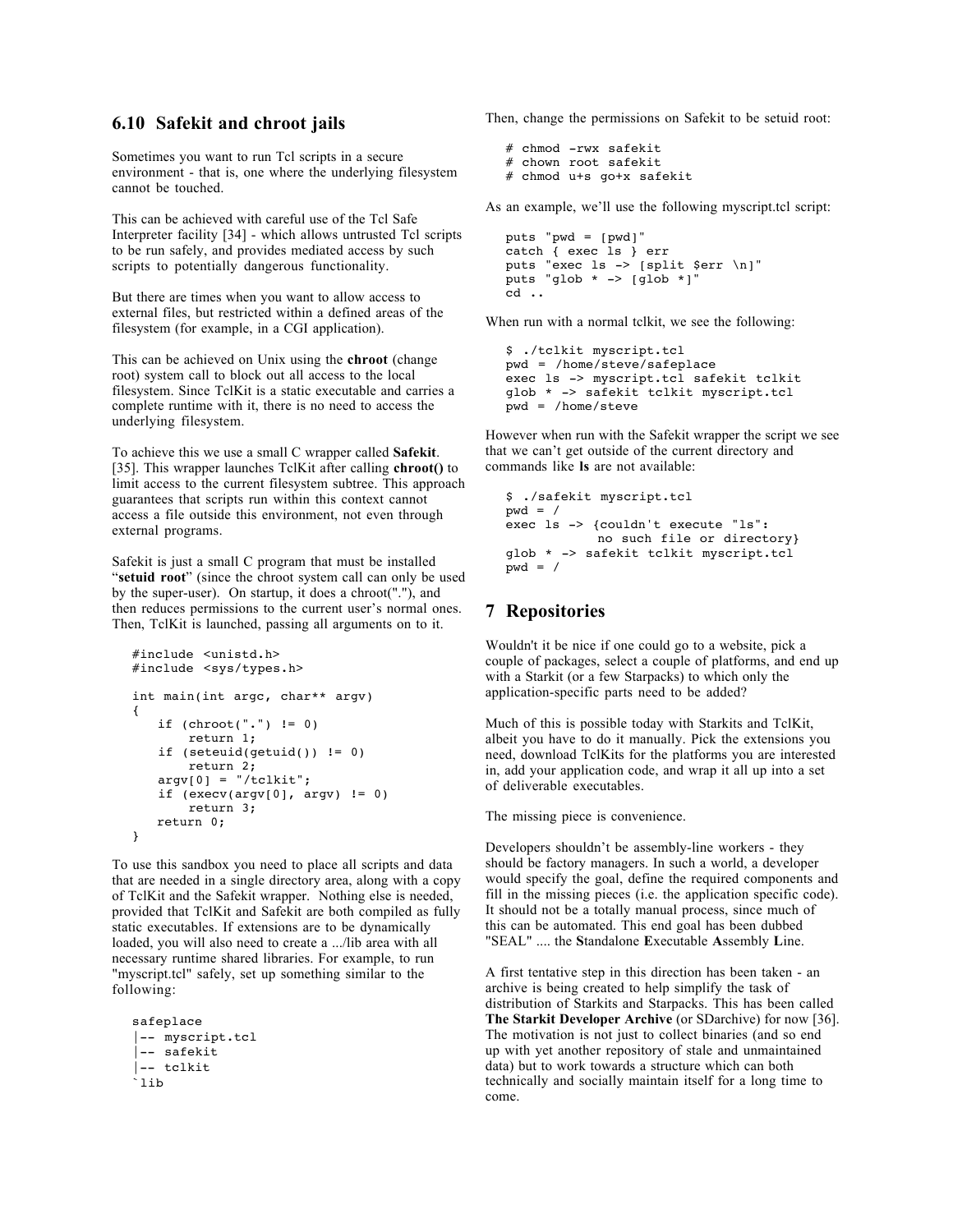## 6.10 Safekit and chroot jails

Sometimes you want to run Tcl scripts in a secure environment - that is, one where the underlying filesystem cannot be touched.

This can be achieved with careful use of the Tcl Safe Interpreter facility [34] - which allows untrusted Tcl scripts to be run safely, and provides mediated access by such scripts to potentially dangerous functionality.

But there are times when you want to allow access to external files, but restricted within a defined areas of the filesystem (for example, in a CGI application).

This can be achieved on Unix using the **chroot** (change root) system call to block out all access to the local filesystem. Since TclKit is a static executable and carries a complete runtime with it, there is no need to access the underlying filesystem.

To achieve this we use a small C wrapper called **Safekit**. [35]. This wrapper launches TclKit after calling **chroot()** to limit access to the current filesystem subtree. This approach guarantees that scripts run within this context cannot access a file outside this environment, not even through external programs.

Safekit is just a small C program that must be installed "**setuid root**" (since the chroot system call can only be used by the super-user). On startup, it does a chroot("."), and then reduces permissions to the current user's normal ones. Then, TclKit is launched, passing all arguments on to it.

```
#include <unistd.h>
#include <sys/types.h>

int main(int argc, char** argv)
{
    if (chroot(".") != 0)
        return 1;
    if (seteuid(getuid()) != 0)
        return 2;
    argv[0] = "/tclkit";
    if (execv(argv[0], argv) != 0)
        return 3;
    return 0;
}
```

To use this sandbox you need to place all scripts and data that are needed in a single directory area, along with a copy of TclKit and the Safekit wrapper. Nothing else is needed, provided that TclKit and Safekit are both compiled as fully static executables. If extensions are to be dynamically loaded, you will also need to create a .../lib area with all necessary runtime shared libraries. For example, to run "myscript.tcl" safely, set up something similar to the following:

```
safeplace
|-- myscript.tcl
|-- safekit
|-- tclkit
`lib
```

Then, change the permissions on Safekit to be setuid root:

```
# chmod -rwx safekit
# chown root safekit
# chmod u+s go+x safekit
```

As an example, we'll use the following myscript.tcl script:

```
puts "pwd = [pwd]"
catch { exec ls } err
puts "exec ls -> [split $err \n]"
puts "glob * -> [glob *]"
cd ..
```

When run with a normal tclkit, we see the following:

```
$ ./tclkit myscript.tcl
pwd = /home/steve/safeplace
exec ls -> myscript.tcl safekit tclkit
glob * -> safekit tclkit myscript.tcl
pwd = /home/steve
```

However when run with the Safekit wrapper the script we see that we can't get outside of the current directory and commands like **ls** are not available:

```
$ ./safekit myscript.tcl
pwd = /
exec ls -> {couldn't execute "ls":
            no such file or directory}
glob * -> safekit tclkit myscript.tcl
pwd = /
```

# 7 Repositories

Wouldn't it be nice if one could go to a website, pick a couple of packages, select a couple of platforms, and end up with a Starkit (or a few Starpacks) to which only the application-specific parts need to be added?

Much of this is possible today with Starkits and TclKit, albeit you have to do it manually. Pick the extensions you need, download TclKits for the platforms you are interested in, add your application code, and wrap it all up into a set of deliverable executables.

The missing piece is convenience.

Developers shouldn't be assembly-line workers - they should be factory managers. In such a world, a developer would specify the goal, define the required components and fill in the missing pieces (i.e. the application specific code). It should not be a totally manual process, since much of this can be automated. This end goal has been dubbed "SEAL" .... the **S**tandalone **E**xecutable **A**ssembly **L**ine.

A first tentative step in this direction has been taken - an archive is being created to help simplify the task of distribution of Starkits and Starpacks. This has been called **The Starkit Developer Archive** (or SDarchive) for now [36]. The motivation is not just to collect binaries (and so end up with yet another repository of stale and unmaintained data) but to work towards a structure which can both technically and socially maintain itself for a long time to come.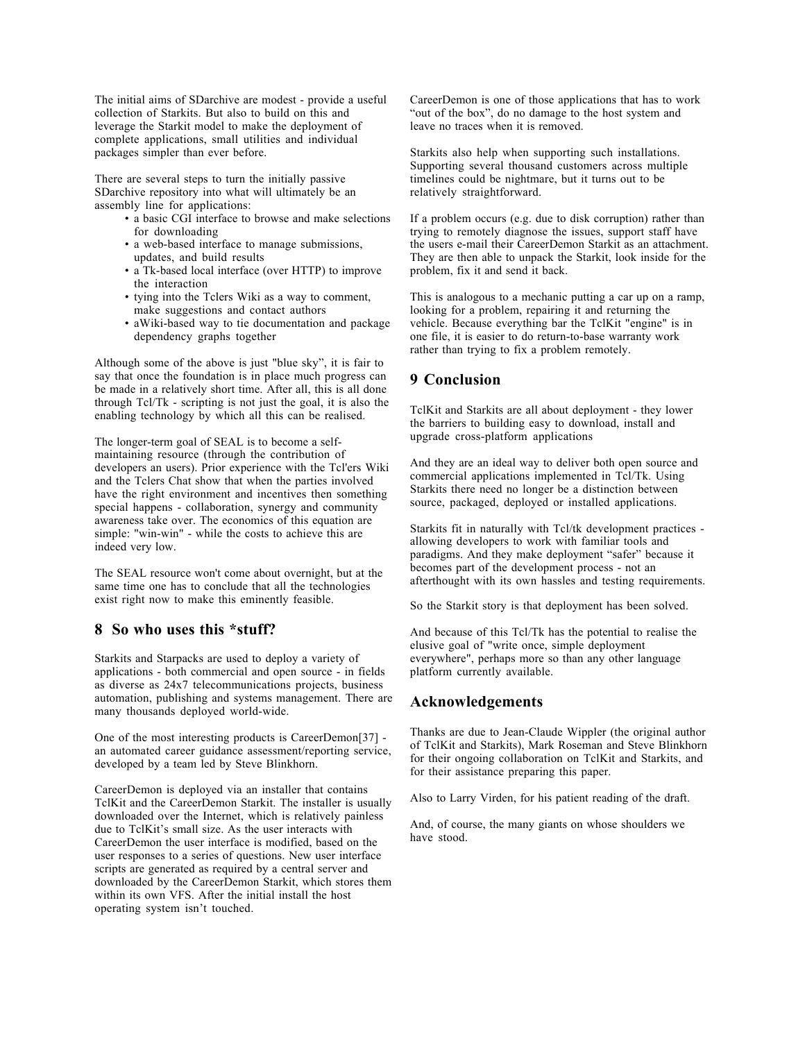The initial aims of SDarchive are modest - provide a useful collection of Starkits. But also to build on this and leverage the Starkit model to make the deployment of complete applications, small utilities and individual packages simpler than ever before.

There are several steps to turn the initially passive SDarchive repository into what will ultimately be an assembly line for applications:

- a basic CGI interface to browse and make selections for downloading
- a web-based interface to manage submissions, updates, and build results
- a Tk-based local interface (over HTTP) to improve the interaction
- tying into the Tclers Wiki as a way to comment, make suggestions and contact authors
- aWiki-based way to tie documentation and package dependency graphs together

Although some of the above is just "blue sky", it is fair to say that once the foundation is in place much progress can be made in a relatively short time. After all, this is all done through Tcl/Tk - scripting is not just the goal, it is also the enabling technology by which all this can be realised.

The longer-term goal of SEAL is to become a self-maintaining resource (through the contribution of developers an users). Prior experience with the Tcl'ers Wiki and the Tclers Chat show that when the parties involved have the right environment and incentives then something special happens - collaboration, synergy and community awareness take over. The economics of this equation are simple: "win-win" - while the costs to achieve this are indeed very low.

The SEAL resource won't come about overnight, but at the same time one has to conclude that all the technologies exist right now to make this eminently feasible.

## 8 So who uses this *stuff?

Starkits and Starpacks are used to deploy a variety of applications - both commercial and open source - in fields as diverse as 24x7 telecommunications projects, business automation, publishing and systems management. There are many thousands deployed world-wide.

One of the most interesting products is CareerDemon[37] - an automated career guidance assessment/reporting service, developed by a team led by Steve Blinkhorn.

CareerDemon is deployed via an installer that contains TclKit and the CareerDemon Starkit. The installer is usually downloaded over the Internet, which is relatively painless due to TclKit's small size. As the user interacts with CareerDemon the user interface is modified, based on the user responses to a series of questions. New user interface scripts are generated as required by a central server and downloaded by the CareerDemon Starkit, which stores them within its own VFS. After the initial install the host operating system isn't touched.

CareerDemon is one of those applications that has to work "out of the box", do no damage to the host system and leave no traces when it is removed.

Starkits also help when supporting such installations. Supporting several thousand customers across multiple timelines could be nightmare, but it turns out to be relatively straightforward.

If a problem occurs (e.g. due to disk corruption) rather than trying to remotely diagnose the issues, support staff have the users e-mail their CareerDemon Starkit as an attachment. They are then able to unpack the Starkit, look inside for the problem, fix it and send it back.

This is analogous to a mechanic putting a car up on a ramp, looking for a problem, repairing it and returning the vehicle. Because everything bar the TclKit "engine" is in one file, it is easier to do return-to-base warranty work rather than trying to fix a problem remotely.

## 9 Conclusion

TclKit and Starkits are all about deployment - they lower the barriers to building easy to download, install and upgrade cross-platform applications

And they are an ideal way to deliver both open source and commercial applications implemented in Tcl/Tk. Using Starkits there need no longer be a distinction between source, packaged, deployed or installed applications.

Starkits fit in naturally with Tcl/tk development practices - allowing developers to work with familiar tools and paradigms. And they make deployment "safer" because it becomes part of the development process - not an afterthought with its own hassles and testing requirements.

So the Starkit story is that deployment has been solved.

And because of this Tcl/Tk has the potential to realise the elusive goal of "write once, simple deployment everywhere", perhaps more so than any other language platform currently available.

## Acknowledgements

Thanks are due to Jean-Claude Wippler (the original author of TclKit and Starkits), Mark Roseman and Steve Blinkhorn for their ongoing collaboration on TclKit and Starkits, and for their assistance preparing this paper.

Also to Larry Virden, for his patient reading of the draft.

And, of course, the many giants on whose shoulders we have stood.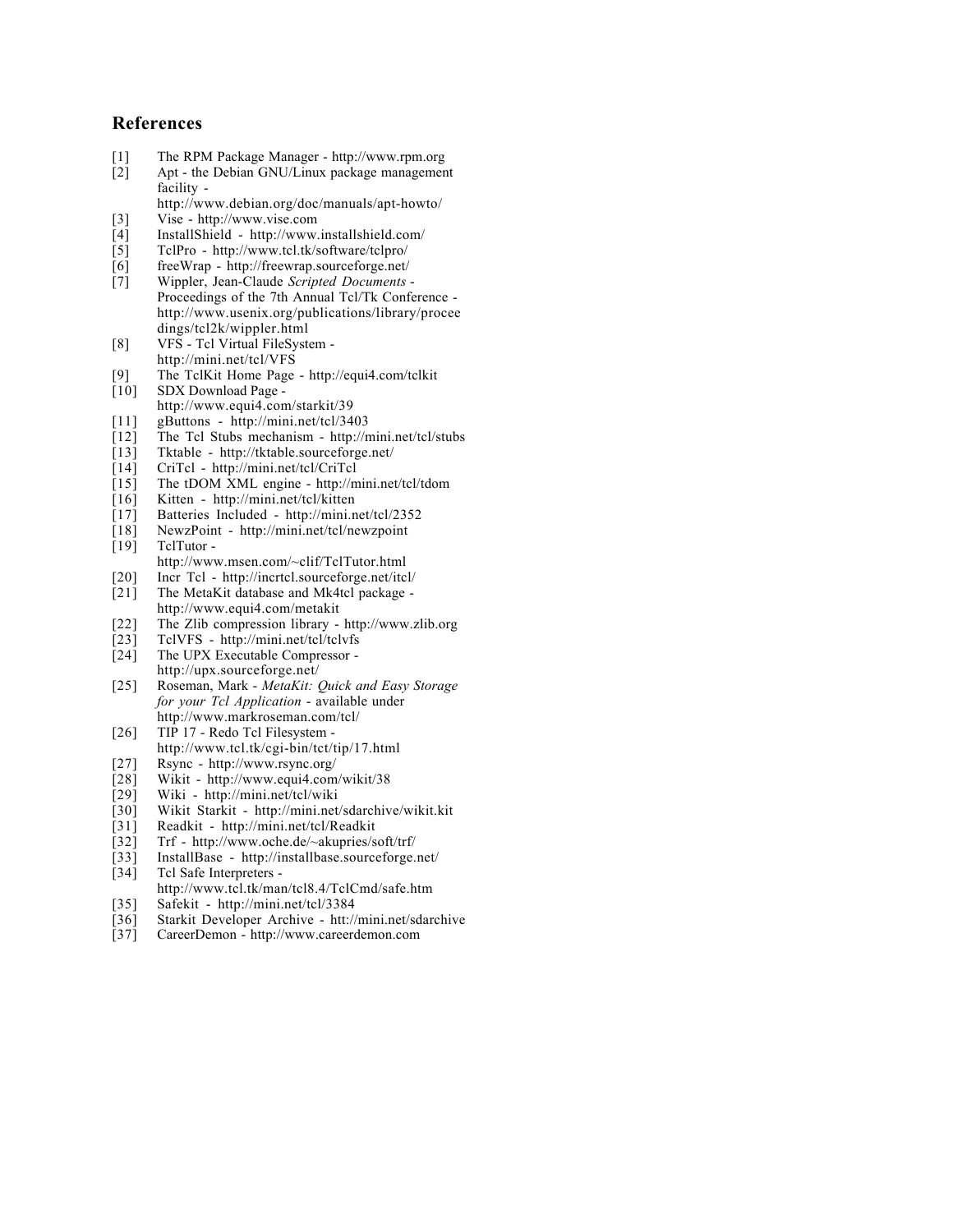## References

[1] The RPM Package Manager - http://www.rpm.org
[2] Apt - the Debian GNU/Linux package management facility - http://www.debian.org/doc/manuals/apt-howto/
[3] Vise - http://www.vise.com
[4] InstallShield - http://www.installshield.com/
[5] TclPro - http://www.tcl.tk/software/tclpro/
[6] freeWrap - http://freewrap.sourceforge.net/
[7] Wippler, Jean-Claude *Scripted Documents* - Proceedings of the 7th Annual Tcl/Tk Conference - http://www.usenix.org/publications/library/proceedings/tcl2k/wippler.html
[8] VFS - Tcl Virtual FileSystem - http://mini.net/tcl/VFS
[9] The TclKit Home Page - http://equi4.com/tclkit
[10] SDX Download Page - http://www.equi4.com/starkit/39
[11] gButtons - http://mini.net/tcl/3403
[12] The Tcl Stubs mechanism - http://mini.net/tcl/stubs
[13] Tktable - http://tktable.sourceforge.net/
[14] CriTcl - http://mini.net/tcl/CriTcl
[15] The tDOM XML engine - http://mini.net/tcl/tdom
[16] Kitten - http://mini.net/tcl/kitten
[17] Batteries Included - http://mini.net/tcl/2352
[18] NewzPoint - http://mini.net/tcl/newzpoint
[19] TclTutor - http://www.msen.com/~clif/TclTutor.html
[20] Incr Tcl - http://incrtcl.sourceforge.net/itcl/
[21] The MetaKit database and Mk4tcl package - http://www.equi4.com/metakit
[22] The Zlib compression library - http://www.zlib.org
[23] TclVFS - http://mini.net/tcl/tclvfs
[24] The UPX Executable Compressor - http://upx.sourceforge.net/
[25] Roseman, Mark - *MetaKit: Quick and Easy Storage for your Tcl Application* - available under http://www.markroseman.com/tcl/
[26] TIP 17 - Redo Tcl Filesystem - http://www.tcl.tk/cgi-bin/tct/tip/17.html
[27] Rsync - http://www.rsync.org/
[28] Wikit - http://www.equi4.com/wikit/38
[29] Wiki - http://mini.net/tcl/wiki
[30] Wikit Starkit - http://mini.net/sdarchive/wikit.kit
[31] Readkit - http://mini.net/tcl/Readkit
[32] Trf - http://www.oche.de/~akupries/soft/trf/
[33] InstallBase - http://installbase.sourceforge.net/
[34] Tcl Safe Interpreters - http://www.tcl.tk/man/tcl8.4/TclCmd/safe.htm
[35] Safekit - http://mini.net/tcl/3384
[36] Starkit Developer Archive - htt://mini.net/sdarchive
[37] CareerDemon - http://www.careerdemon.com